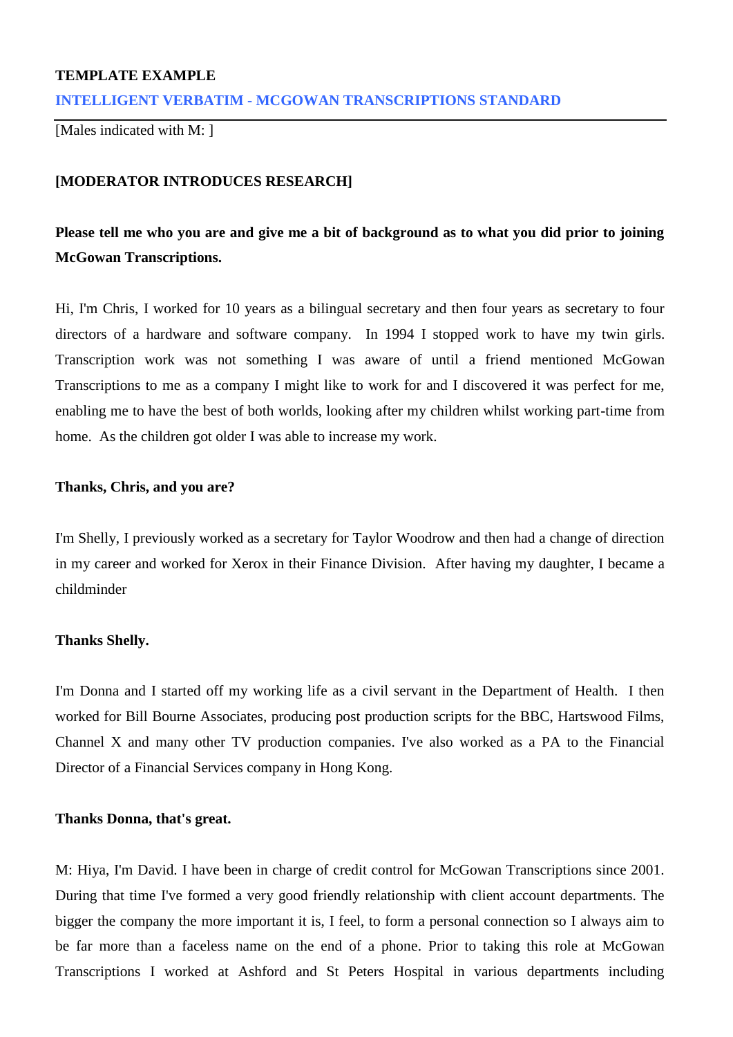**TEMPLATE EXAMPLE**

**INTELLIGENT VERBATIM - MCGOWAN TRANSCRIPTIONS STANDARD**

---

[Males indicated with M: ]

**[MODERATOR INTRODUCES RESEARCH]**

**Please tell me who you are and give me a bit of background as to what you did prior to joining McGowan Transcriptions.**

Hi, I'm Chris, I worked for 10 years as a bilingual secretary and then four years as secretary to four directors of a hardware and software company. In 1994 I stopped work to have my twin girls. Transcription work was not something I was aware of until a friend mentioned McGowan Transcriptions to me as a company I might like to work for and I discovered it was perfect for me, enabling me to have the best of both worlds, looking after my children whilst working part-time from home. As the children got older I was able to increase my work.

**Thanks, Chris, and you are?**

I'm Shelly, I previously worked as a secretary for Taylor Woodrow and then had a change of direction in my career and worked for Xerox in their Finance Division. After having my daughter, I became a childminder

**Thanks Shelly.**

I'm Donna and I started off my working life as a civil servant in the Department of Health. I then worked for Bill Bourne Associates, producing post production scripts for the BBC, Hartswood Films, Channel X and many other TV production companies. I've also worked as a PA to the Financial Director of a Financial Services company in Hong Kong.

**Thanks Donna, that's great.**

M: Hiya, I'm David. I have been in charge of credit control for McGowan Transcriptions since 2001. During that time I've formed a very good friendly relationship with client account departments. The bigger the company the more important it is, I feel, to form a personal connection so I always aim to be far more than a faceless name on the end of a phone. Prior to taking this role at McGowan Transcriptions I worked at Ashford and St Peters Hospital in various departments including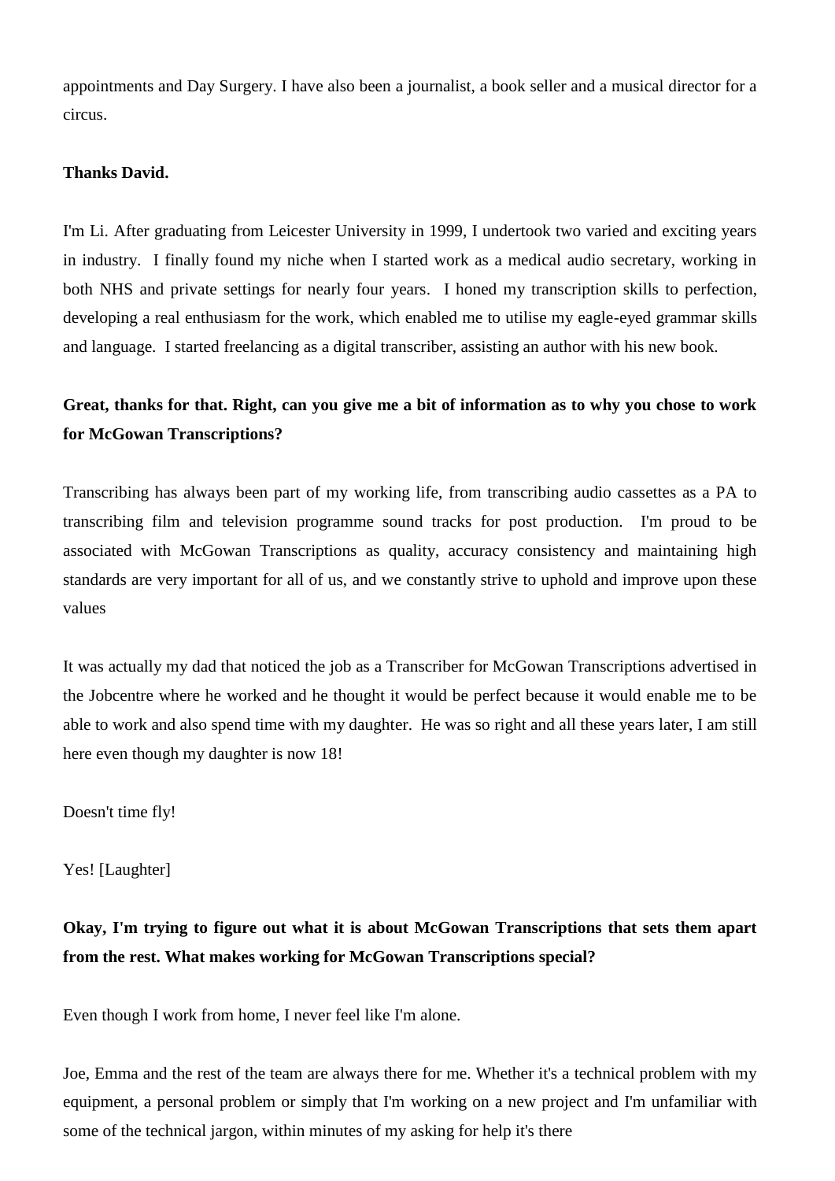appointments and Day Surgery. I have also been a journalist, a book seller and a musical director for a circus.

**Thanks David.**

I'm Li. After graduating from Leicester University in 1999, I undertook two varied and exciting years in industry. I finally found my niche when I started work as a medical audio secretary, working in both NHS and private settings for nearly four years. I honed my transcription skills to perfection, developing a real enthusiasm for the work, which enabled me to utilise my eagle-eyed grammar skills and language. I started freelancing as a digital transcriber, assisting an author with his new book.

**Great, thanks for that. Right, can you give me a bit of information as to why you chose to work for McGowan Transcriptions?**

Transcribing has always been part of my working life, from transcribing audio cassettes as a PA to transcribing film and television programme sound tracks for post production. I'm proud to be associated with McGowan Transcriptions as quality, accuracy consistency and maintaining high standards are very important for all of us, and we constantly strive to uphold and improve upon these values

It was actually my dad that noticed the job as a Transcriber for McGowan Transcriptions advertised in the Jobcentre where he worked and he thought it would be perfect because it would enable me to be able to work and also spend time with my daughter. He was so right and all these years later, I am still here even though my daughter is now 18!

Doesn't time fly!

Yes! [Laughter]

**Okay, I'm trying to figure out what it is about McGowan Transcriptions that sets them apart from the rest. What makes working for McGowan Transcriptions special?**

Even though I work from home, I never feel like I'm alone.

Joe, Emma and the rest of the team are always there for me. Whether it's a technical problem with my equipment, a personal problem or simply that I'm working on a new project and I'm unfamiliar with some of the technical jargon, within minutes of my asking for help it's there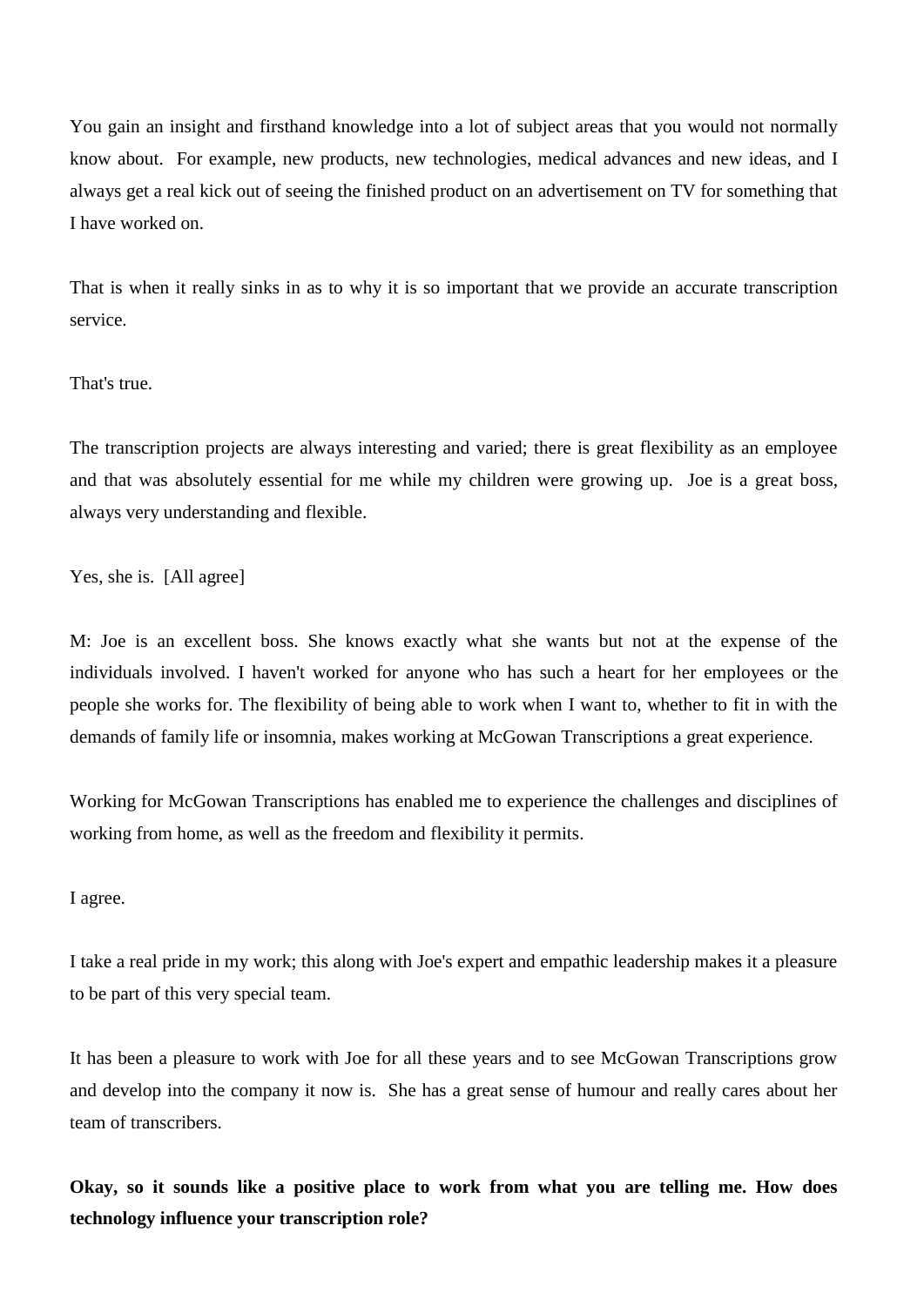You gain an insight and firsthand knowledge into a lot of subject areas that you would not normally know about. For example, new products, new technologies, medical advances and new ideas, and I always get a real kick out of seeing the finished product on an advertisement on TV for something that I have worked on.

That is when it really sinks in as to why it is so important that we provide an accurate transcription service.

That's true.

The transcription projects are always interesting and varied; there is great flexibility as an employee and that was absolutely essential for me while my children were growing up. Joe is a great boss, always very understanding and flexible.

Yes, she is. [All agree]

M: Joe is an excellent boss. She knows exactly what she wants but not at the expense of the individuals involved. I haven't worked for anyone who has such a heart for her employees or the people she works for. The flexibility of being able to work when I want to, whether to fit in with the demands of family life or insomnia, makes working at McGowan Transcriptions a great experience.

Working for McGowan Transcriptions has enabled me to experience the challenges and disciplines of working from home, as well as the freedom and flexibility it permits.

I agree.

I take a real pride in my work; this along with Joe's expert and empathic leadership makes it a pleasure to be part of this very special team.

It has been a pleasure to work with Joe for all these years and to see McGowan Transcriptions grow and develop into the company it now is. She has a great sense of humour and really cares about her team of transcribers.

**Okay, so it sounds like a positive place to work from what you are telling me. How does technology influence your transcription role?**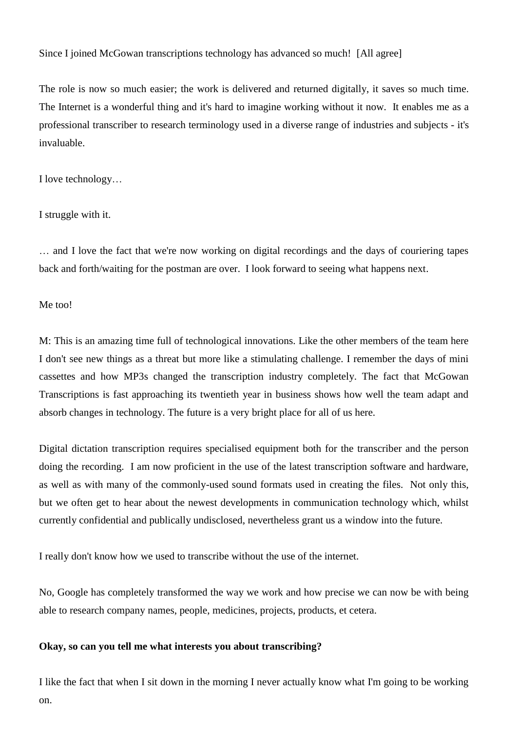Since I joined McGowan transcriptions technology has advanced so much!  [All agree]

The role is now so much easier; the work is delivered and returned digitally, it saves so much time.  The Internet is a wonderful thing and it's hard to imagine working without it now.  It enables me as a professional transcriber to research terminology used in a diverse range of industries and subjects - it's invaluable.

I love technology…

I struggle with it.

… and I love the fact that we're now working on digital recordings and the days of couriering tapes back and forth/waiting for the postman are over.  I look forward to seeing what happens next.

Me too!

M: This is an amazing time full of technological innovations. Like the other members of the team here I don't see new things as a threat but more like a stimulating challenge. I remember the days of mini cassettes and how MP3s changed the transcription industry completely. The fact that McGowan Transcriptions is fast approaching its twentieth year in business shows how well the team adapt and absorb changes in technology. The future is a very bright place for all of us here.

Digital dictation transcription requires specialised equipment both for the transcriber and the person doing the recording.  I am now proficient in the use of the latest transcription software and hardware, as well as with many of the commonly-used sound formats used in creating the files.  Not only this, but we often get to hear about the newest developments in communication technology which, whilst currently confidential and publically undisclosed, nevertheless grant us a window into the future.

I really don't know how we used to transcribe without the use of the internet.

No, Google has completely transformed the way we work and how precise we can now be with being able to research company names, people, medicines, projects, products, et cetera.

**Okay, so can you tell me what interests you about transcribing?**

I like the fact that when I sit down in the morning I never actually know what I'm going to be working on.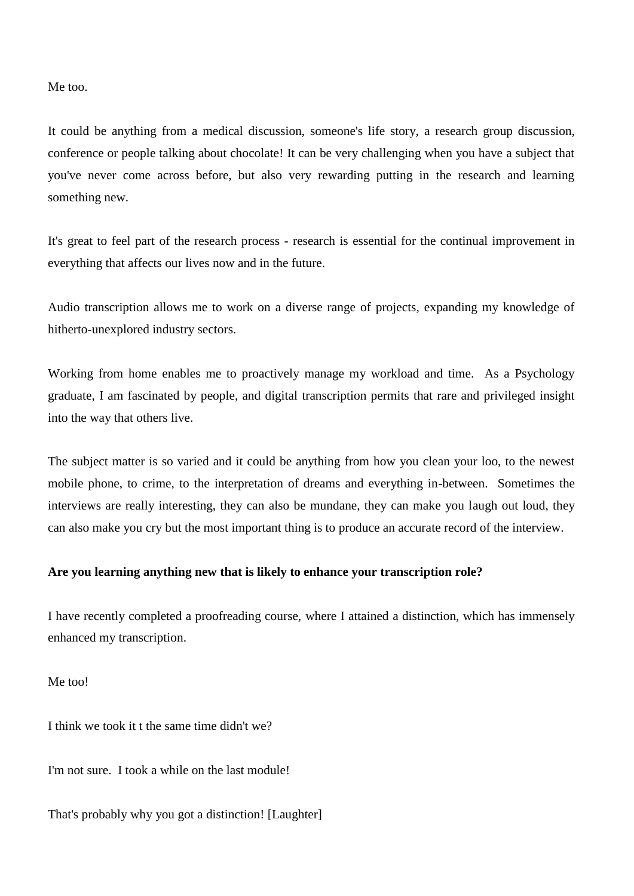Me too.

It could be anything from a medical discussion, someone's life story, a research group discussion, conference or people talking about chocolate! It can be very challenging when you have a subject that you've never come across before, but also very rewarding putting in the research and learning something new.

It's great to feel part of the research process - research is essential for the continual improvement in everything that affects our lives now and in the future.

Audio transcription allows me to work on a diverse range of projects, expanding my knowledge of hitherto-unexplored industry sectors.

Working from home enables me to proactively manage my workload and time.  As a Psychology graduate, I am fascinated by people, and digital transcription permits that rare and privileged insight into the way that others live.

The subject matter is so varied and it could be anything from how you clean your loo, to the newest mobile phone, to crime, to the interpretation of dreams and everything in-between.  Sometimes the interviews are really interesting, they can also be mundane, they can make you laugh out loud, they can also make you cry but the most important thing is to produce an accurate record of the interview.

**Are you learning anything new that is likely to enhance your transcription role?**

I have recently completed a proofreading course, where I attained a distinction, which has immensely enhanced my transcription.

Me too!

I think we took it t the same time didn't we?

I'm not sure.  I took a while on the last module!

That's probably why you got a distinction! [Laughter]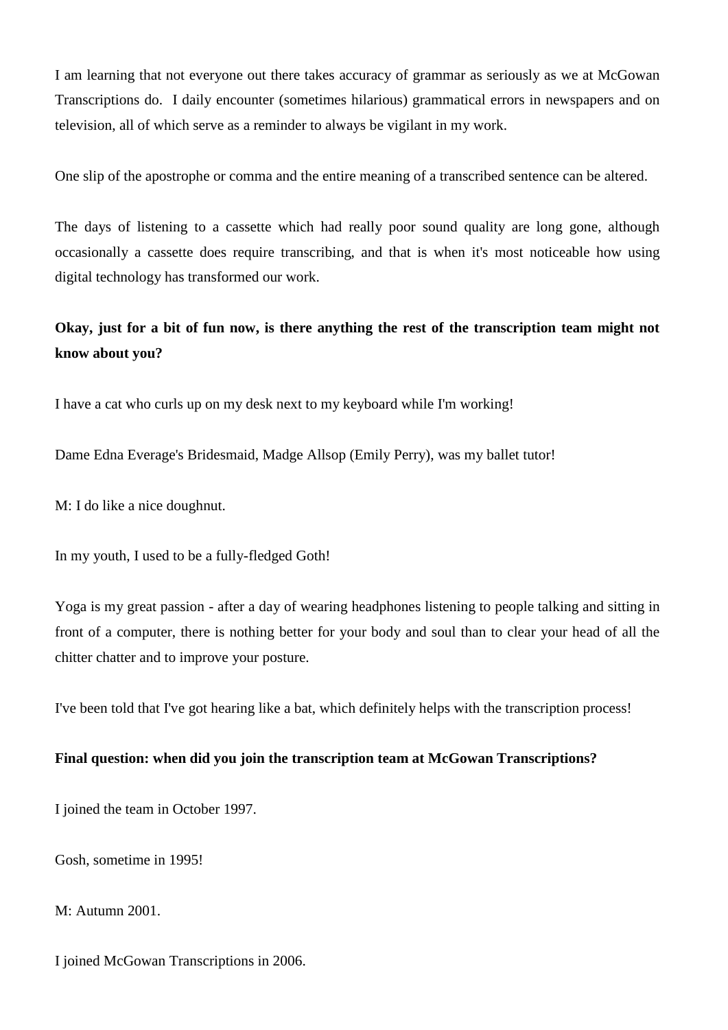I am learning that not everyone out there takes accuracy of grammar as seriously as we at McGowan Transcriptions do.  I daily encounter (sometimes hilarious) grammatical errors in newspapers and on television, all of which serve as a reminder to always be vigilant in my work.

One slip of the apostrophe or comma and the entire meaning of a transcribed sentence can be altered.

The days of listening to a cassette which had really poor sound quality are long gone, although occasionally a cassette does require transcribing, and that is when it's most noticeable how using digital technology has transformed our work.

**Okay, just for a bit of fun now, is there anything the rest of the transcription team might not know about you?**

I have a cat who curls up on my desk next to my keyboard while I'm working!

Dame Edna Everage's Bridesmaid, Madge Allsop (Emily Perry), was my ballet tutor!

M: I do like a nice doughnut.

In my youth, I used to be a fully-fledged Goth!

Yoga is my great passion - after a day of wearing headphones listening to people talking and sitting in front of a computer, there is nothing better for your body and soul than to clear your head of all the chitter chatter and to improve your posture.

I've been told that I've got hearing like a bat, which definitely helps with the transcription process!

**Final question: when did you join the transcription team at McGowan Transcriptions?**

I joined the team in October 1997.

Gosh, sometime in 1995!

M: Autumn 2001.

I joined McGowan Transcriptions in 2006.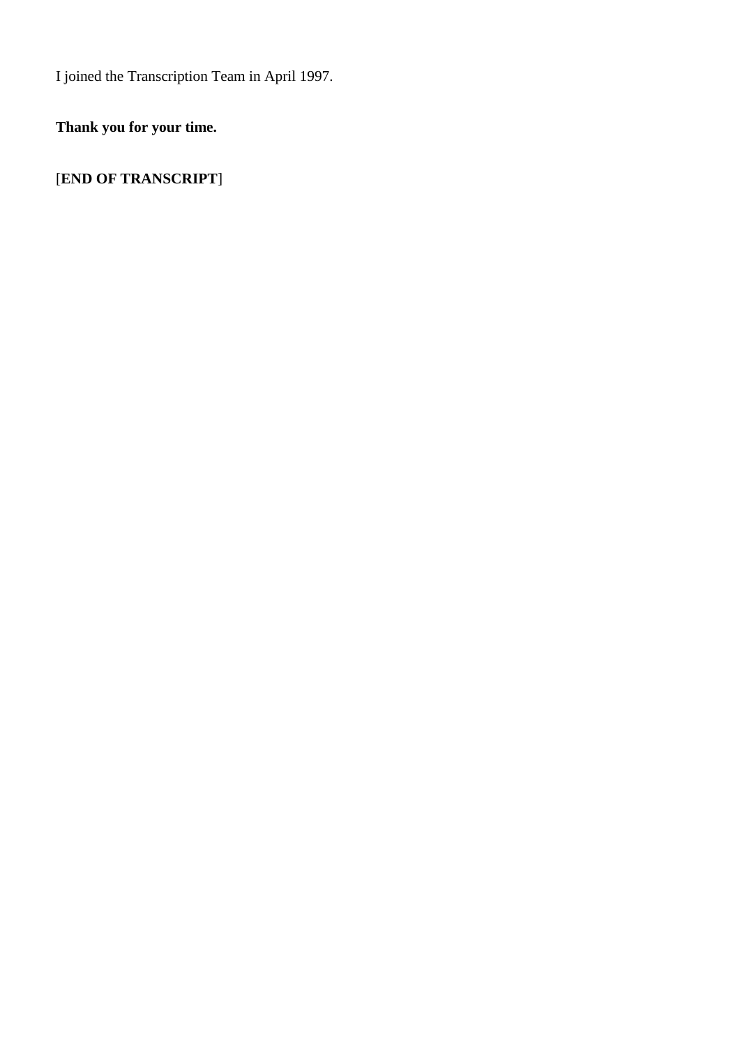I joined the Transcription Team in April 1997.

**Thank you for your time.**

[**END OF TRANSCRIPT**]